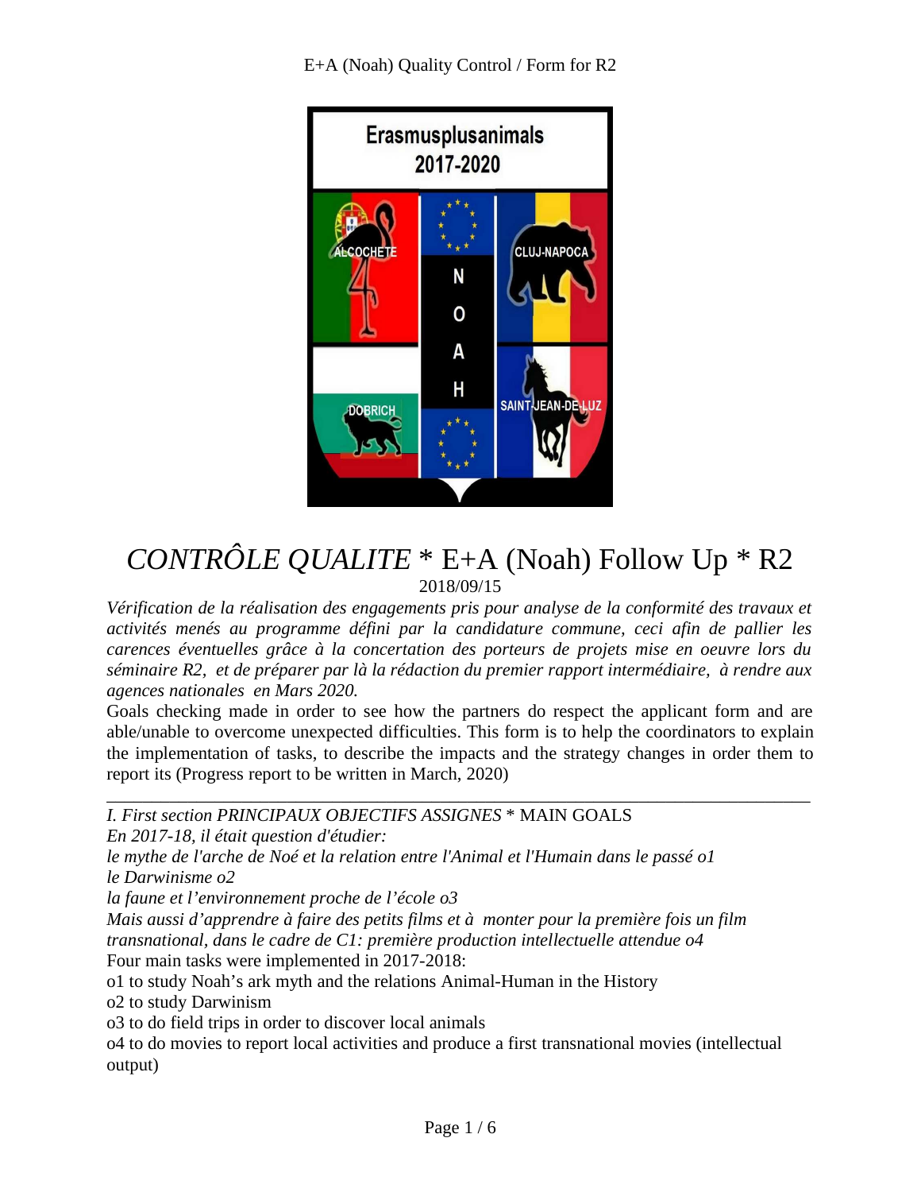# *CONTRÔLE QUALITE* * E+A (Noah) Follow Up * R2

2018/09/15

*Vérification de la réalisation des engagements pris pour analyse de la conformité des travaux et activités menés au programme défini par la candidature commune, ceci afin de pallier les carences éventuelles grâce à la concertation des porteurs de projets mise en oeuvre lors du séminaire R2, et de préparer par là la rédaction du premier rapport intermédiaire, à rendre aux agences nationales en Mars 2020.*

Goals checking made in order to see how the partners do respect the applicant form and are able/unable to overcome unexpected difficulties. This form is to help the coordinators to explain the implementation of tasks, to describe the impacts and the strategy changes in order them to report its (Progress report to be written in March, 2020)

---

## *I. First section PRINCIPAUX OBJECTIFS ASSIGNES* * MAIN GOALS

*En 2017-18, il était question d'étudier:*

*le mythe de l'arche de Noé et la relation entre l'Animal et l'Humain dans le passé o1*

*le Darwinisme o2*

*la faune et l'environnement proche de l'école o3*

*Mais aussi d'apprendre à faire des petits films et à monter pour la première fois un film transnational, dans le cadre de C1: première production intellectuelle attendue o4*

Four main tasks were implemented in 2017-2018:

o1 to study Noah's ark myth and the relations Animal-Human in the History

o2 to study Darwinism

o3 to do field trips in order to discover local animals

o4 to do movies to report local activities and produce a first transnational movies (intellectual output)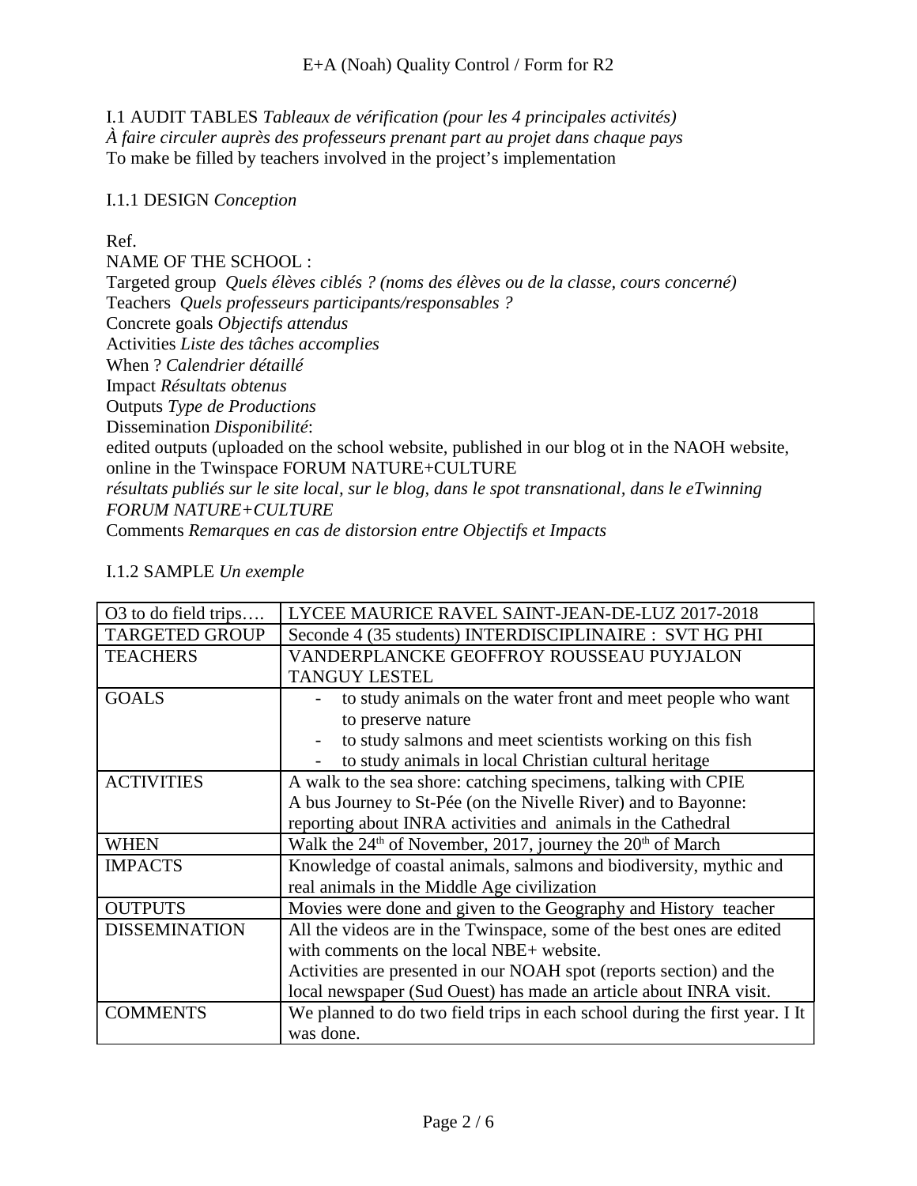I.1 AUDIT TABLES *Tableaux de vérification (pour les 4 principales activités)*
*À faire circuler auprès des professeurs prenant part au projet dans chaque pays*
To make be filled by teachers involved in the project's implementation

I.1.1 DESIGN *Conception*

Ref.
NAME OF THE SCHOOL :
Targeted group *Quels élèves ciblés ? (noms des élèves ou de la classe, cours concerné)*
Teachers *Quels professeurs participants/responsables ?*
Concrete goals *Objectifs attendus*
Activities *Liste des tâches accomplies*
When ? *Calendrier détaillé*
Impact *Résultats obtenus*
Outputs *Type de Productions*
Dissemination *Disponibilité*:
edited outputs (uploaded on the school website, published in our blog ot in the NAOH website, online in the Twinspace FORUM NATURE+CULTURE
*résultats publiés sur le site local, sur le blog, dans le spot transnational, dans le eTwinning FORUM NATURE+CULTURE*
Comments *Remarques en cas de distorsion entre Objectifs et Impacts*

I.1.2 SAMPLE *Un exemple*

| O3 to do field trips…. | LYCEE MAURICE RAVEL SAINT-JEAN-DE-LUZ 2017-2018 |
|---|---|
| TARGETED GROUP | Seconde 4 (35 students) INTERDISCIPLINAIRE : SVT HG PHI |
| TEACHERS | VANDERPLANCKE GEOFFROY ROUSSEAU PUYJALON TANGUY LESTEL |
| GOALS | - to study animals on the water front and meet people who want to preserve nature<br>- to study salmons and meet scientists working on this fish<br>- to study animals in local Christian cultural heritage |
| ACTIVITIES | A walk to the sea shore: catching specimens, talking with CPIE<br>A bus Journey to St-Pée (on the Nivelle River) and to Bayonne: reporting about INRA activities and animals in the Cathedral |
| WHEN | Walk the 24th of November, 2017, journey the 20th of March |
| IMPACTS | Knowledge of coastal animals, salmons and biodiversity, mythic and real animals in the Middle Age civilization |
| OUTPUTS | Movies were done and given to the Geography and History teacher |
| DISSEMINATION | All the videos are in the Twinspace, some of the best ones are edited with comments on the local NBE+ website.<br>Activities are presented in our NOAH spot (reports section) and the local newspaper (Sud Ouest) has made an article about INRA visit. |
| COMMENTS | We planned to do two field trips in each school during the first year. I It was done. |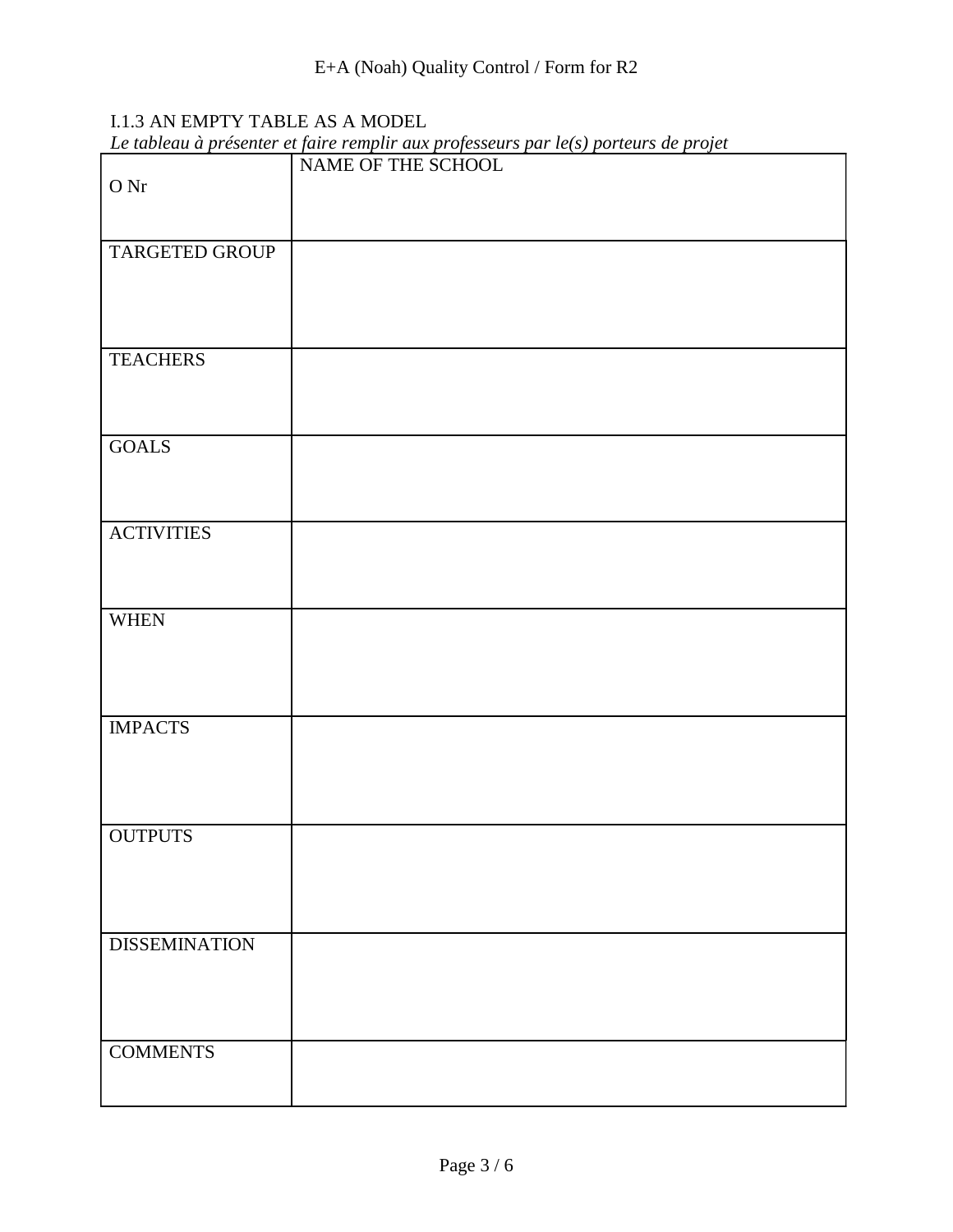I.1.3 AN EMPTY TABLE AS A MODEL

*Le tableau à présenter et faire remplir aux professeurs par le(s) porteurs de projet*

| O Nr | NAME OF THE SCHOOL |
|---|---|
| TARGETED GROUP | |
| TEACHERS | |
| GOALS | |
| ACTIVITIES | |
| WHEN | |
| IMPACTS | |
| OUTPUTS | |
| DISSEMINATION | |
| COMMENTS | |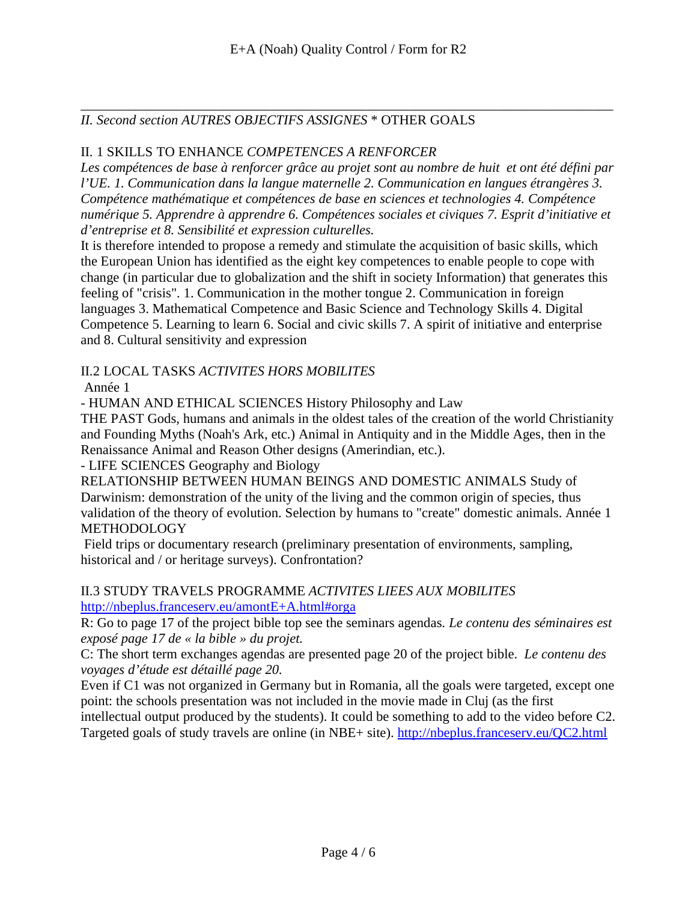---

## *II. Second section AUTRES OBJECTIFS ASSIGNES* * OTHER GOALS

### II. 1 SKILLS TO ENHANCE *COMPETENCES A RENFORCER*

*Les compétences de base à renforcer grâce au projet sont au nombre de huit et ont été défini par l'UE. 1. Communication dans la langue maternelle 2. Communication en langues étrangères 3. Compétence mathématique et compétences de base en sciences et technologies 4. Compétence numérique 5. Apprendre à apprendre 6. Compétences sociales et civiques 7. Esprit d'initiative et d'entreprise et 8. Sensibilité et expression culturelles.*

It is therefore intended to propose a remedy and stimulate the acquisition of basic skills, which the European Union has identified as the eight key competences to enable people to cope with change (in particular due to globalization and the shift in society Information) that generates this feeling of "crisis". 1. Communication in the mother tongue 2. Communication in foreign languages 3. Mathematical Competence and Basic Science and Technology Skills 4. Digital Competence 5. Learning to learn 6. Social and civic skills 7. A spirit of initiative and enterprise and 8. Cultural sensitivity and expression

### II.2 LOCAL TASKS *ACTIVITES HORS MOBILITES*

Année 1

- HUMAN AND ETHICAL SCIENCES History Philosophy and Law

THE PAST Gods, humans and animals in the oldest tales of the creation of the world Christianity and Founding Myths (Noah's Ark, etc.) Animal in Antiquity and in the Middle Ages, then in the Renaissance Animal and Reason Other designs (Amerindian, etc.).

- LIFE SCIENCES Geography and Biology

RELATIONSHIP BETWEEN HUMAN BEINGS AND DOMESTIC ANIMALS Study of Darwinism: demonstration of the unity of the living and the common origin of species, thus validation of the theory of evolution. Selection by humans to "create" domestic animals. Année 1 METHODOLOGY

Field trips or documentary research (preliminary presentation of environments, sampling, historical and / or heritage surveys). Confrontation?

### II.3 STUDY TRAVELS PROGRAMME *ACTIVITES LIEES AUX MOBILITES*

http://nbeplus.franceserv.eu/amontE+A.html#orga

R: Go to page 17 of the project bible top see the seminars agendas. *Le contenu des séminaires est exposé page 17 de « la bible » du projet.*

C: The short term exchanges agendas are presented page 20 of the project bible. *Le contenu des voyages d'étude est détaillé page 20.*

Even if C1 was not organized in Germany but in Romania, all the goals were targeted, except one point: the schools presentation was not included in the movie made in Cluj (as the first intellectual output produced by the students). It could be something to add to the video before C2. Targeted goals of study travels are online (in NBE+ site). http://nbeplus.franceserv.eu/QC2.html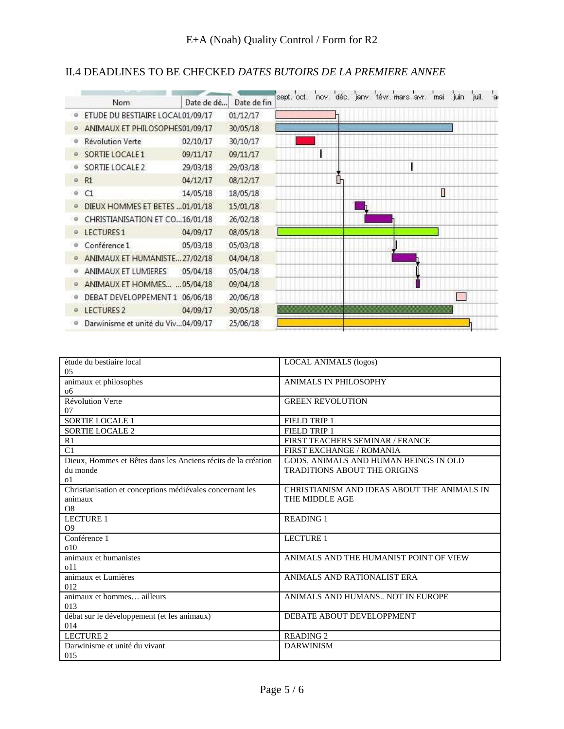## II.4 DEADLINES TO BE CHECKED *DATES BUTOIRS DE LA PREMIERE ANNEE*

| Nom | Date de dé... | Date de fin |
|---|---|---|
| ETUDE DU BESTIAIRE LOCAL | 01/09/17 | 01/12/17 |
| ANIMAUX ET PHILOSOPHES | 01/09/17 | 30/05/18 |
| Révolution Verte | 02/10/17 | 30/10/17 |
| SORTIE LOCALE 1 | 09/11/17 | 09/11/17 |
| SORTIE LOCALE 2 | 29/03/18 | 29/03/18 |
| R1 | 04/12/17 | 08/12/17 |
| C1 | 14/05/18 | 18/05/18 |
| DIEUX HOMMES ET BETES ... | 01/01/18 | 15/01/18 |
| CHRISTIANISATION ET CO... | 16/01/18 | 26/02/18 |
| LECTURES 1 | 04/09/17 | 08/05/18 |
| Conférence 1 | 05/03/18 | 05/03/18 |
| ANIMAUX ET HUMANISTE... | 27/02/18 | 04/04/18 |
| ANIMAUX ET LUMIERES | 05/04/18 | 05/04/18 |
| ANIMAUX ET HOMMES... ... | 05/04/18 | 09/04/18 |
| DEBAT DEVELOPPEMENT 1 | 06/06/18 | 20/06/18 |
| LECTURES 2 | 04/09/17 | 30/05/18 |
| Darwinisme et unité du Viv... | 04/09/17 | 25/06/18 |

| | |
|---|---|
| étude du bestiaire local<br>05 | LOCAL ANIMALS (logos) |
| animaux et philosophes<br>o6 | ANIMALS IN PHILOSOPHY |
| Révolution Verte<br>07 | GREEN REVOLUTION |
| SORTIE LOCALE 1 | FIELD TRIP 1 |
| SORTIE LOCALE 2 | FIELD TRIP 1 |
| R1 | FIRST TEACHERS SEMINAR / FRANCE |
| C1 | FIRST EXCHANGE / ROMANIA |
| Dieux, Hommes et Bêtes dans les Anciens récits de la création du monde<br>o1 | GODS, ANIMALS AND HUMAN BEINGS IN OLD TRADITIONS ABOUT THE ORIGINS |
| Christianisation et conceptions médiévales concernant les animaux<br>O8 | CHRISTIANISM AND IDEAS ABOUT THE ANIMALS IN THE MIDDLE AGE |
| LECTURE 1<br>O9 | READING 1 |
| Conférence 1<br>o10 | LECTURE 1 |
| animaux et humanistes<br>o11 | ANIMALS AND THE HUMANIST POINT OF VIEW |
| animaux et Lumières<br>012 | ANIMALS AND RATIONALIST ERA |
| animaux et hommes… ailleurs<br>013 | ANIMALS AND HUMANS.. NOT IN EUROPE |
| débat sur le développement (et les animaux)<br>014 | DEBATE ABOUT DEVELOPPMENT |
| LECTURE 2 | READING 2 |
| Darwinisme et unité du vivant<br>015 | DARWINISM |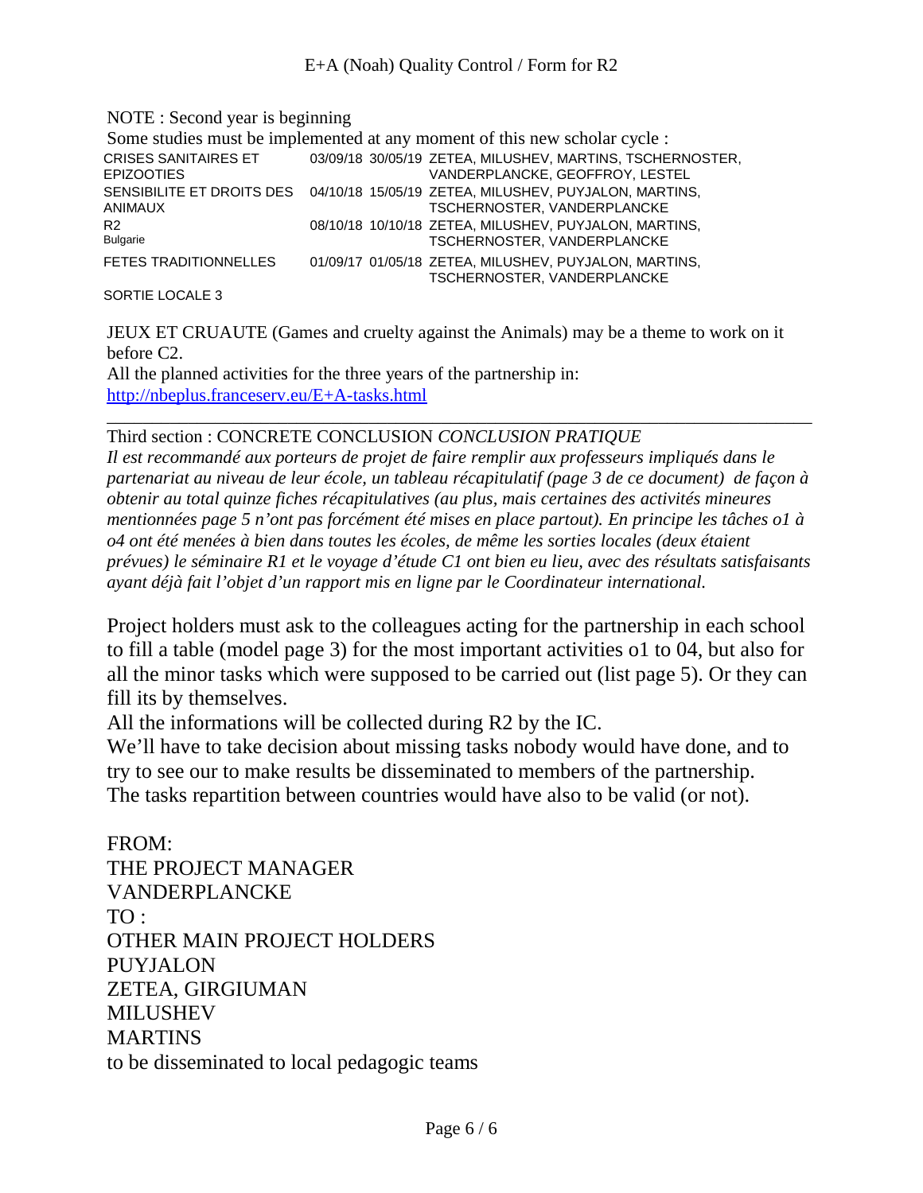E+A (Noah) Quality Control / Form for R2

NOTE : Second year is beginning

Some studies must be implemented at any moment of this new scholar cycle :

| | | | |
|---|---|---|---|
| CRISES SANITAIRES ET EPIZOOTIES | 03/09/18 | 30/05/19 | ZETEA, MILUSHEV, MARTINS, TSCHERNOSTER, VANDERPLANCKE, GEOFFROY, LESTEL |
| SENSIBILITE ET DROITS DES ANIMAUX | 04/10/18 | 15/05/19 | ZETEA, MILUSHEV, PUYJALON, MARTINS, TSCHERNOSTER, VANDERPLANCKE |
| R2 Bulgarie | 08/10/18 | 10/10/18 | ZETEA, MILUSHEV, PUYJALON, MARTINS, TSCHERNOSTER, VANDERPLANCKE |
| FETES TRADITIONNELLES | 01/09/17 | 01/05/18 | ZETEA, MILUSHEV, PUYJALON, MARTINS, TSCHERNOSTER, VANDERPLANCKE |
| SORTIE LOCALE 3 | | | |

JEUX ET CRUAUTE (Games and cruelty against the Animals) may be a theme to work on it before C2.

All the planned activities for the three years of the partnership in: http://nbeplus.franceserv.eu/E+A-tasks.html

---

Third section : CONCRETE CONCLUSION *CONCLUSION PRATIQUE*

*Il est recommandé aux porteurs de projet de faire remplir aux professeurs impliqués dans le partenariat au niveau de leur école, un tableau récapitulatif (page 3 de ce document) de façon à obtenir au total quinze fiches récapitulatives (au plus, mais certaines des activités mineures mentionnées page 5 n'ont pas forcément été mises en place partout). En principe les tâches o1 à o4 ont été menées à bien dans toutes les écoles, de même les sorties locales (deux étaient prévues) le séminaire R1 et le voyage d'étude C1 ont bien eu lieu, avec des résultats satisfaisants ayant déjà fait l'objet d'un rapport mis en ligne par le Coordinateur international.*

Project holders must ask to the colleagues acting for the partnership in each school to fill a table (model page 3) for the most important activities o1 to 04, but also for all the minor tasks which were supposed to be carried out (list page 5). Or they can fill its by themselves.

All the informations will be collected during R2 by the IC.

We'll have to take decision about missing tasks nobody would have done, and to try to see our to make results be disseminated to members of the partnership.

The tasks repartition between countries would have also to be valid (or not).

FROM:
THE PROJECT MANAGER
VANDERPLANCKE
TO :
OTHER MAIN PROJECT HOLDERS
PUYJALON
ZETEA, GIRGIUMAN
MILUSHEV
MARTINS
to be disseminated to local pedagogic teams